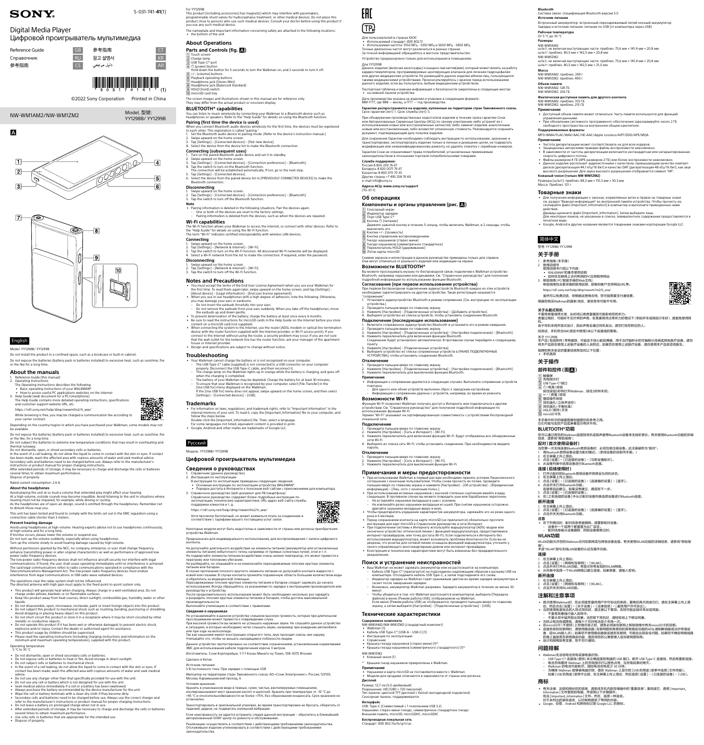# SONY

5-031-741-**41**(1)

# Digital Media Player
# Цифровой проигрыватель мультимедиа

| | | | |
|---|---|---|---|
| Reference Guide | GB | 参考指南 | CT |
| Справочник | RU | 참고 설명서 | KR |
| 参考指南 | CS | دليل مرجعي | AR |

©2022 Sony Corporation Printed in China

NW-WM1AM2/NW-WM1ZM2

Model, 型號: YY1298B/ YY1299B

**A**

## English

Model: YY1298B/ YY1299B

Do not install the product in a confined space, such as a bookcase or built-in cabinet.

Do not expose the batteries (battery pack or batteries installed) to excessive heat, such as sunshine, fire or the like for a long time.

### About the manuals

1. Reference Guide (this manual)
2. Operating Instructions
   The Operating Instructions describes the following:
   - Basic operating instructions of your WALKMAN®
   - How to access useful PC applications websites on the internet
3. Help Guide (web document for a PC/smartphone)
   The Help Guide contains more detailed operating instructions, specifications and customer support website URL, etc.

https://rd1.sony.net/help/dmp/nwwm1m2/h_ww/

While browsing is free, you may be charged a communication fee according to your carrier contract.

Depending on the country/region in which you have purchased your Walkman, some models may not be available.

Do not expose the batteries (battery pack or batteries installed) to excessive heat, such as sunshine, fire or the like, for a long time.

Do not subject the batteries to extreme low temperature conditions that may result in overheating and thermal runaway.

Do not dismantle, open, or shred secondary cells or batteries.

In the event of a cell leaking, do not allow the liquid to come in contact with the skin or eyes. If contact has been made, wash the affected area with copious amounts of water and seek medical advice.

Secondary cells and batteries need to be charged before use. Always refer to the manufacturer's instructions or product manual for proper charging instructions.

After extended periods of storage, it may be necessary to charge and discharge the cells or batteries several times to obtain maximum performance.

Dispose of properly.

Rated current consumption: 2.6 A

#### About the headphones

Avoid playing the unit at so loud a volume that extended play might affect your hearing.

At a high volume, outside sounds may become inaudible. Avoid listening to the unit in situations where hearing must not be impaired, for example, while driving or cycling.

As the headphones are of open-air design, sound is emitted through the headphones. Remember not to disturb those near you.

This unit has been tested and found to comply with the limits set out in the EMC regulation using a connection cable shorter than 3 meters.

#### Prevent hearing damage

Avoid using headphones at high volume. Hearing experts advise not to use headphones continuously, at high volume and for a long time.

If tinnitus occurs, please lower the volume or suspend use.

Do not turn up the volume suddenly, especially when using headphones.

Turn up the volume slowly to avoid hearing damage caused by high volume.

Without permission granted by the NCC, no company, enterprise, or user shall change frequency, enhance transmitting power or alter original characteristics as well as performance of approved low power radio-frequency devices.

The low power radio-frequency devices shall not influence aircraft security nor interfere with legal communications; If found, the user shall cease operating immediately until no interference is achieved. The said legal communications refers to radio communications operated in compliance with the Telecommunications Management Act. The low power radio-frequency devices must endure interference from legal communications or ISM radio wave radiated devices.

The operations near the radar system shall not be influenced.

The directed antenna with high gain must apply to the fixed point-to-point system only.

- This product will generate heat when charging. Always charge in a well ventilated area. Do not charge under pillows, blankets or on flammable surfaces.
- Keep this product away from heat sources, direct sunlight, combustible gas, humidity, water or other liquids.
- Do not disassemble, open, microwave, incinerate, paint or insert foreign objects into this product.
- Do not subject this product to mechanical shock such as crushing, bending, puncturing or shredding. Avoid dropping or placing heavy object on this product.
- Do not short-circuit this product or store it in a receptacle where it may be short-circuited by other metallic or conductive objects.
- Do not operate this product if it has been wet or otherwise damaged, to prevent electric shock, explosion and/or injury. Contact the dealer or authorised agent for repair.
- This product usage by children should be supervised.
- Please read the operating instructions (including charging instructions and information on the minimum and maximum operating temperatures), supplied with this product.

Operating temperature
5 °C to 35 °C

- Do not dismantle, open or shred secondary cells or batteries.
- Do not expose cells or batteries to heat or fire. Avoid storage in direct sunlight.
- Do not subject cells or batteries to mechanical shock.
- In the event of a cell leaking, do not allow the liquid to come in contact with the skin or eyes. If contact has been made, wash the affected area with copious amounts of water and seek medical advice.
- Do not use any charger other than that specifically provided for use with the unit.
- Do not use any cell or battery which is not designed for use with the unit.
- Seek medical advice immediately if a cell or a battery has been swallowed.
- Always purchase the battery recommended by the device manufacturer for the unit.
- Wipe the cell or battery terminals with a clean dry cloth if they become dirty.
- Secondary cells and batteries need to be charged before use. Always use the correct charger and refer to the manufacturer's instructions or product manual for proper charging instructions.
- Do not leave a battery on prolonged charge when not in use.
- After extended periods of storage, it may be necessary to charge and discharge the cells or batteries several times to obtain maximum performance.
- Use only cells or batteries that are appropriate for the intended use.
- Dispose of properly.

For YY1299B

This product (including accessories) has magnet(s) which may interfere with pacemakers, programmable shunt valves for hydrocephalus treatment, or other medical devices. Do not place this product close to persons who use such medical devices. Consult your doctor before using this product if you use any such medical device.

The nameplate and important information concerning safety are attached in the following locations:
- the bottom of the unit

### About Operations

#### Parts and Controls (fig. A)

1. Touch screen
2. Charge lamp
3. USB Type-C® port
4. ⏻ (power) button
   Hold down the button for 5 seconds to turn the Walkman on, and 2 seconds to turn it off.
5. +/– (volume) buttons
6. Playback operating buttons
7. Headphone jack (Stereo Mini)
8. Headphone jack (Balanced Standard)
9. HOLD (hold) switch
10. microSD card tray

The screen images and illustrations shown in this manual are for reference only. They may differ from the actual product or onscreen display.

#### BLUETOOTH® capabilities

You can listen to music wirelessly by connecting your Walkman to a Bluetooth device such as headphones or speakers. Refer to the "Help Guide" for details on using the Bluetooth function.

##### Pairing (first time the device is used)

When you connect Bluetooth audio devices wirelessly for the first time, the devices must be registered to each other. This registration is called "pairing."

1. Set the Bluetooth audio device to pairing mode. (Refer to the device's instruction manual.)
2. Swipe upward on the home screen.
3. Tap [Settings] – [Connected devices] – [Pair new device].
4. Select the device from the device list to make the Bluetooth connection.

##### Connecting (subsequent uses)

1. Turn on the paired Bluetooth audio device and set it to standby.
2. Swipe upward on the home screen.
3. Tap [Settings] – [Connected devices] – [Connection preferences] – [Bluetooth].
4. Tap the switch to turn on the Bluetooth function.
   The connection will be established automatically. If not, go to the next step.
5. Tap [Settings] – [Connected devices].
6. Select the device from the paired device list in [PREVIOUSLY CONNECTED DEVICES] to make the Bluetooth connection.

##### Disconnecting

1. Swipe upward on the home screen.
2. Tap [Settings] – [Connected devices] – [Connection preferences] – [Bluetooth].
3. Tap the switch to turn off the Bluetooth function.

**Note**
- Pairing information is deleted in the following situations. Pair the devices again.
  – One or both of the devices are reset to the factory settings.
  – Pairing information is deleted from the devices, such as when the devices are repaired.

#### Wi-Fi capabilities

The Wi-Fi function allows your Walkman to access the internet, or connect with other devices. Refer to the "Help Guide" for details on using the Wi-Fi function.

The term "Wi-Fi" indicates certified interoperability with wireless LAN devices.

##### Connecting

1. Swipe upward on the home screen.
2. Tap [Settings] – [Network & internet] – [Wi-Fi].
3. Tap the switch to turn on the Wi-Fi function. All discovered Wi-Fi networks will be displayed.
4. Select a Wi-Fi network from the list to make the connection. If required, enter the password.

##### Disconnecting

1. Swipe upward on the home screen.
2. Tap [Settings] – [Network & internet] – [Wi-Fi].
3. Tap the switch to turn off the Wi-Fi function.

### Notes and Precautions

- You must accept the terms of the End User License Agreement when you use your Walkman for the first time. To read them again later, swipe upward on the home screen, and tap [Settings] – [About device] – [Legal information] – [End user license agreement].
- When you use in-ear headphones with a high degree of adhesion, note the following. Otherwise, you may damage your ears or eardrums.
  – Do not insert the earbuds forcefully into your ears.
  – Do not remove the earbuds from your ears suddenly. When you take off the headphones, move the earbuds up and down gently.
- To prevent deterioration of the battery, charge the battery at least once every 6 months.
- Be sure to read the instructions for microSD cards in the Help Guide on the internet before you store content on a microSD card (not supplied).
- When connecting the system to the internet, use the router (ADSL modem or optical line termination device with the router function supplied with the internet provider, or Wi-Fi access point). If you connect to the internet without using the router, a security problem may occur. If you are not sure that the wall outlet for the network line has the router function, ask your manager of the apartment house or internet provider.
- Design and specifications are subject to change without notice.

### Troubleshooting

- Your Walkman cannot charge the battery or is not recognized on your computer.
  – The USB Type-C® cable (supplied) is not connected to a USB connector on your computer properly. Disconnect the USB Type-C cable, and then reconnect it.
  – The charge lamp on the Walkman lights up in orange while the battery is charging, and goes off when the charging is completed.
  – The battery of your Walkman may be depleted. Charge the battery for at least 30 minutes.
  – To ensure that your Walkman is recognized by your computer, select [File Transfer] in the [Use USB for] menu displayed on the Walkman.
    If the [Use USB for] menu does not appear, swipe upward on the home screen, and then select [Settings] – [Connected devices] – [USB].

### Trademarks

- For information on laws, regulations, and trademark rights, refer to "Important Information" in the internal memory of your unit. To read it, copy the [Important_Information] file to your computer, and follow the steps below.
  Double-click the [Important_Information] file. Then, select a language.
  For some languages not listed, equivalent content is provided in print.
- Google, Android and other marks are trademarks of Google LLC.

## Русский

Модель: YY1298B/ YY1299B

### Цифровой проигрыватель мультимедиа

### Сведения о руководствах

1. Справочник (данное руководство)
2. Инструкция по эксплуатации
   В инструкции по эксплуатации приведены следующие сведения:
   - Основные инструкции по эксплуатации устройства WALKMAN®
   - Порядок доступа в Интернете к полезным веб-сайтам с приложениями для компьютера
3. Справочное руководство (веб-документ для ПК/смартфона)
   Справочное руководство содержит более подробные инструкции по эксплуатации, технические характеристики, URL-адрес веб-сайта службы поддержки клиентов и т.д.

https://rd1.sony.net/help/dmp/nwwm1m2/h_ww/

Хотя просмотр бесплатный, но может взиматься плата за соединение в соответствии с тарифами вашего поставщика услуг связи.

Некоторые модели могут быть недоступны в зависимости от страны или региона приобретения устройства Walkman.

Предназначен для индивидуального использования, для воспроизведения / записи цифрового контента.

Не допускайте длительного воздействия на элементы питания (аккумулятор или установленные элементы питания) избыточного тепла, например от прямых солнечных лучей, огня и т. п.

Не подвергайте элементы питания воздействию очень низких температур, это может привести к перегреву или тепловому убеганию.

Не разбирайте, не открывайте и не измельчайте перезаряжаемые плоские круглые элементы питания или батареи.

В случае протекания плоского круглого элемента питания не допускайте контакта жидкости с кожей или глазами. В случае контакта промойте пораженную область большим количеством воды и обратитесь за медицинской помощью.

Перезаряжаемые плоские круглые элементы питания и батареи следует зарядить до начала использования. Всегда обращайтесь за указаниями по зарядке к инструкциям производителя или руководству к устройству.

После продолжительного использования может быть необходимо несколько раз зарядить и разрядить плоские круглые элементы питания и батареи, чтобы достичь максимальной производительности.

Выполняйте утилизацию в соответствии с правилами.

#### Сведения о наушниках

Не устанавливайте в данном устройстве слишком высокую громкость, которая при длительном прослушивании может привести к повреждению слуха.

При высокой громкости вы можете не услышать наружные звуки. Не слушайте данное устройство в ситуациях, в которых необходимо четко слышать звуки, например при вождении автомобиля или при езде на велосипеде.

Так как наушники имеют конструкцию открытого типа, звук проходит сквозь них наружу. Учитывайте это, чтобы не мешать находящимся поблизости людям.

Данное устройство протестировано на соответствие ограничениям, установленным нормативами ЭМС для использования кабеля подключения короче 3 метров.

Изготовитель: Сони Корпорейшн, 1-7-1 Конан Минато-ку Токио, 108-0075 Япония

Сделано в Китае

Источник питания:
5 В постоянного тока: При зарядке с помощью USB

Импортер на территории стран Таможенного союза: АО «Сони Электроникс», Россия, 123103, Москва, Карамышевский проезд, 6

Условия хранения:
Хранить в упакованном виде в темных, сухих, чистых, вентилируемых помещениях, изолированных от мест хранения кислот и щелочей. Хранить при температуре от -10 °С до +45 °С и относительной влажности не более +75%, без образования конденсата. Срок хранения не установлен.

Транспортировать в оригинальной упаковке, во время транспортировки не бросать, оберегать от падений, ударов, не подвергать излишней вибрации.

Если неисправность не удается устранить следуя данной инструкции – обратитесь в ближайший авторизованный SONY центр по ремонту и обслуживанию.

Реализацию осуществлять в соответствии с действующими требованиями законодательства. Отслужившее изделие утилизировать в соответствии с действующими требованиями законодательства.

Для пользователей в странах ЕАЭС
- Используемый стандарт: IEEE 802.11
- Используемая частота: 5150 МГц - 5350 МГц и 5650 МГц - 5850 МГц

Точные диапазоны частот могут различаться в разных странах.

За точной информацией обращайтесь в местное представительство.

Устройство предназначено только для использования в помещениях.

Для YY1299B

Данное изделие (включая аксессуары) оснащено магнитом(ами), который может влиять на работу кардиостимуляторов, программируемых шунтирующих клапанов для лечения гидроцефалии или других медицинских устройств. Не размещайте данное изделие вблизи лиц, пользующихся такими медицинскими устройствами. Проконсультируйтесь с врачом перед использованием данного изделия, если вы пользуетесь любым медицинским устройством.

Паспортная табличка и важная информация о безопасности закреплены в следующих местах:
- на нижней панели устройства

Дата производства указана на изделии и упаковке в следующем формате:
ММ-ГГГГ, где ММ — месяц, а ГГГГ — год производства.

**Гарантия распространяется на изделия, купленные на территории стран Таможенного союза.**
Срок гарантии (лет): 1. Срок службы (лет): 5.

При обнаружении производственных недостатков изделия в течение срока гарантии Сони или Авторизованные Сервисные Центры (АСЦ) по своему усмотрению либо устранят их с использованием новых или восстановленных запасных частей, либо заменят изделие аналогичным новым или восстановленным, либо возвратят уплаченную стоимость. Рекомендуется сохранить документ, подтверждающий дату покупки изделия.

Для сохранения Гарантии необходимо соблюдать инструкции по использованию, хранению и транспортировке, эксплуатировать изделие только в личных и домашних целях, не подвергать модификации или неквалифицированному ремонту, не удалять этикетку с серийным номером.

Гарантия Сони не ограничивает права потребителей, установленные применимым законодательством в отношении торговли потребительскими товарами.

**Служба поддержки:**
Россия 8 800 200 76 67
Беларусь 8 820 0071 76 67
Казахстан 8 800 070 70 35
Другие страны +7 495 258 76 69
e-mail info@sony.ru

**Адреса АСЦ: www.sony.ru/support**
(TG-01-1)

### Об операциях

#### Компоненты и органы управления (рис. A)

1. Сенсорный экран
2. Индикатор зарядки
3. Порт USB Type-C®
4. Кнопка ⏻ (питание)
   Держите нажатой кнопку в течение 5 секунд, чтобы включить Walkman, и 2 секунды, чтобы выключить его.
5. Кнопки +/– (громкость)
6. Кнопки управления воспроизведением
7. Гнездо наушников (стерео мини)
8. Гнездо наушников (симметричное стандартное)
9. Переключатель HOLD (удерживание)
10. Лоток карты microSD

Снимки экранов и иллюстрации в данном руководстве приведены только для справок. Они могут отличаться от реального изделия или индикации на экране.

#### Возможности BLUETOOTH®

Вы можете прослушивать музыку по беспроводной связи, подключив к Walkman устройство Bluetooth, например наушники или динамики. См. "Справочное руководство" для получения подробной информации по использованию функции Bluetooth.

##### Согласование (при первом использовании устройства)

При первом беспроводном подключении аудиоустройств Bluetooth каждое из этих устройств необходимо зарегистрировать на другом устройстве. Такая регистрация называется "согласование".

1. Установите аудиоустройство Bluetooth в режим сопряжения. (См. инструкцию по эксплуатации устройства.)
2. Проведите пальцем вверх по главному экрану.
3. Нажмите [Настройки] – [Подключенные устройства] – [Добавить устройство].
4. Выберите устройство из списка устройств, чтобы установить соединение Bluetooth.

##### Подключение (последующее использование)

1. Включите сопряженное аудиоустройство Bluetooth и установите его в режим ожидания.
2. Проведите пальцем вверх по главному экрану.
3. Нажмите [Настройки] – [Подключенные устройства] – [Настройки подключения] – [Bluetooth].
4. Нажмите переключатель для включения функции Bluetooth.
   Соединение будет установлено автоматически. В противном случае перейдите к следующему пункту.
5. Нажмите [Настройки] – [Подключенные устройства].
6. Выберите устройство из списка сопряженных устройств в [РАНЕЕ ПОДКЛЮЧЕННЫЕ УСТРОЙСТВА], чтобы установить соединение Bluetooth.

##### Отключение

1. Проведите пальцем вверх по главному экрану.
2. Нажмите [Настройки] – [Подключенные устройства] – [Настройки подключения] – [Bluetooth].
3. Нажмите переключатель для выключения функции Bluetooth.

**Примечание**
- Информация о сопряжении удаляется в следующих случаях. Выполните сопряжение устройств повторно.
  – Для одного или обоих устройств выполнен сброс к заводским настройкам.
  – Информация о сопряжении удалена с устройств, например, во время их ремонта.

#### Возможности Wi-Fi

Функция Wi-Fi позволяет Walkman получать доступ к Интернету или подключаться к другим устройствам. См. "Справочное руководство" для получения подробной информации по использованию функции Wi-Fi.

Термин "Wi-Fi" указывает на сертифицированную совместимость с устройствами беспроводной локальной сети.

##### Подключение

1. Проведите пальцем вверх по главному экрану.
2. Нажмите [Настройки] – [Сеть и Интернет] – [Wi-Fi].
3. Нажмите переключатель для включения функции Wi-Fi. Будут отображены все обнаруженные сети Wi-Fi.
4. Выберите из списка сеть Wi-Fi, чтобы установить соединение. При необходимости введите пароль.

##### Отключение

1. Проведите пальцем вверх по главному экрану.
2. Нажмите [Настройки] – [Сеть и Интернет] – [Wi-Fi].
3. Нажмите переключатель для выключения функции Wi-Fi.

### Примечания и меры предосторожности

- При использовании Walkman в первый раз вам необходимо принять условия Лицензионного соглашения с конечным пользователем. Чтобы снова прочесть их позже, проведите пальцем вверх по главному экрану и нажмите [Настройки] – [Об устройстве] – [Юридическая информация] – [Лиц. согл. с конечным польз.].
- При использовании вставных наушников с высокой степенью сцепления имейте в виду следующее. В противном случае вы можете повредить уши или барабанные перепонки.
  – Не вставляйте наушники-вкладыши в уши с усилием.
  – Не извлекайте резко наушники-вкладыши из ушей. При снятии наушников осторожно двигайте наушники-вкладыши вверх и вниз.
- Чтобы предотвратить ухудшение характеристик аккумулятора, заряжайте его не реже одного раза в 6 месяцев.
- Перед сохранением контента на карте microSD (не прилагается) обязательно прочтите инструкции для карт microSD в Справочном руководстве в сети Интернет.
- При подключении системы к Интернету используйте маршрутизатор (ADSL-модем или оконечное устройство оптической линии с функцией маршрутизатора, предоставляемое интернет-провайдером, или точку доступа Wi-Fi). Если подключиться к Интернету без использования маршрутизатора, может возникнуть проблема безопасности. Если вы не уверены, что розетка для сетевой линии оснащена функцией маршрутизатора, уточните у своего управляющего многоквартирным домом или интернет-провайдера.
- Конструкция и технические характеристики могут быть изменены без предварительного уведомления.

### Поиск и устранение неисправностей

- Ваш Walkman не может зарядить аккумулятор или не распознается на компьютере.
  – Кабель USB Type-C® (прилагается) не подсоединен надлежащим образом к разъему USB на компьютере. Отсоедините кабель USB Type-C, а затем подсоедините его снова.
  – Индикатор зарядки на Walkman горит оранжевым цветом во время зарядки аккумулятора и гаснет после завершения зарядки.
  – Возможно, аккумулятор Walkman разряжен. Зарядите аккумулятор в течение не менее 30 минут.
  – Чтобы убедиться в том, что Walkman распознается компьютером, выберите [Передача файлов] в меню [Режим работы USB], отображаемом на Walkman.
    Если меню [Режим работы USB] не отображается, проведите пальцем вверх по главному экрану, а затем выберите [Настройки] – [Подключенные устройства] – [USB].

### Технические характеристики

**Содержимое комплекта**

NW-WM1AM2/NW-WM1ZM2 (стандартный комплект)
- Walkman (1)
- Кабель USB Type-C® (USB-A – USB-C) (1)
- Инструкция по эксплуатации
- Справочник
- Крышка гнезда наушников (стерео мини) (1)*¹
- Крышка гнезда наушников (симметричного стандартного) (1)*¹

NW-WM1ZM2
- Кожаный чехол (1)

*¹ Крышки гнезд наушников прикреплены к Walkman.

**Примечание**
- Наушники и карта microSD не поставляются вместе с Walkman.
- Модели для продажи отличаются в зависимости от страны или региона.

**Дисплей**

Размер: 12,7 см (5,0-дюймовый)
Разрешение: HD (1280 × 720 пикселей)
Тип панели: цветной TFT-дисплей с белой светодиодной подсветкой
Сенсорная панель: поддерживается

**Интерфейс**

USB: Type-C (Совместимый с 1 поколением USB 3.2)
Наушники: стерео мини-гнездо, симметричное стандартное гнездо
Внешняя память: microSD, microSDHC, microSDXC

**Беспроводная локальная сеть**

Стандарт: IEEE 802.11a/b/g/n/ac

**Bluetooth**

Система связи: спецификация Bluetooth версии 5.0

**Источник питания**

Встроенный аккумулятор: встроенный перезаряжаемый литий-ионный аккумулятор
Зарядка и источник питания: питание по USB (от компьютера через USB)

**Рабочая температура**

От 5 °С до 35 °С

**Размеры**

NW-WM1AM2
ш/в/г, не включая выступающие части: прибл. 75,6 мм × 141,4 мм × 20,8 мм
ш/в/г: прибл. 80,5 мм × 142,5 мм × 20,8 мм

NW-WM1ZM2
ш/в/г, не включая выступающие части: прибл. 75,6 мм × 141,4 мм × 20,8 мм
ш/в/г: прибл. 80,5 мм × 142,5 мм × 21,0 мм

**Масса**

NW-WM1AM2: приблиз. 299 г
NW-WM1ZM2: приблиз. 490 г

**Объем памяти**

NW-WM1AM2: 128 ГБ
NW-WM1ZM2: 256 ГБ

**Фактическая доступная память для другого контента**

NW-WM1AM2: приблиз. 103 ГБ
NW-WM1ZM2: приблиз. 215 ГБ

**Примечание**
- Доступный объем памяти может отличаться. Часть памяти используется для функций управления данными.
- При обновлении системного программного обеспечения зарезервируйте около 2 ГБ свободного пространства на внутренней общей накопителе.

**Поддерживаемые форматы**

MP3/WMA/FLAC/WAV/AAC/HE-AAC/Apple Lossless/AIFF/DSD/APE/MQA

**Примечание**
- Частота дискретизации может соответствовать не для всех кодеров.
- Защищенные авторскими правами файлы воспроизвести невозможно.
- В зависимости от частоты дискретизации включается нестандартная или негарантированная скорость цифрового потока.
- Файлы размером 4 ГБ (APE размером 2 ГБ) или более воспроизвести невозможно.
- Данное изделие распознает аудиоисточники с качеством, превышающим качество компакт-диском (дискретизация 44,1 кГц/16 бит) и качество DAT (дискретизация 48 кГц/16 бит), как звук высокого разрешения. Для звука высокого разрешения отображается символ "HR".

**Кожаный чехол (только NW-WM1ZM2)**

Размеры (ш/в/г): приблиз. 88,3 мм × 151,3 мм × 30,3 мм
Масса: Приблиз. 121 г

### Товарные знаки

- Для получения информации о законах, нормативных актах и правах на товарные знаки см. раздел "Важная информация" во внутренней памяти устройства. Чтобы прочесть ее, скопируйте файл [Important_Information] в компьютер и выполните приведенные ниже действия.
  Дважды щелкните файл [Important_Information]. Затем выберите язык.
  Для некоторых языков, не указанных в списке, эквивалентное содержание предоставляется в печатном виде.
- Google, Android и другие названия являются товарными знаками корпорации Google LLC.

## 简体中文

型号: YY1298B/ YY1299B

### 关于手册

1. 参考指南(本手册)
2. 使用说明书
   使用说明书介绍以下内容:
   - WALKMAN®的基本使用说明
   - 如何在互联网上访问有用的电脑应用程序网站
3. 帮助指南(电脑/智能手机的Web文档)
   帮助指南包含更详细的使用说明、规格和客户支持网站URL等。

https://rd1.sony.net/help/dmp/nwwm1m2/h_ww/

虽然可以免费浏览,但根据运营商合同,您可能需要支付通信费。

根据您购买Walkman的国家/地区,某些型号可能不可用。

#### 关于头戴式耳机

不要将音量调得太高,长时间以高音量播放可能影响您的听力。

音量过高时,可能听不见外界的声音。在需要保持正常听力的情况下(例如开车或骑自行车时),请勿使用耳机。

由于耳机采用开放式设计,因此声音会通过耳机发出。请勿打扰您附近的人。

经测试,本机符合EMC规定中使用3米以下连接线的限制。

关于 YY1299B

本产品(包括附件)带有磁铁,可能会干扰心脏起搏器、用于治疗脑积水的可编程分流阀或其他医疗设备。请勿将本产品放在使用上述医疗设备的人员附近。如果您在使用上述医疗设备,请在使用本产品前咨询医生。

铭牌和有关安全的重要信息附在以下位置:
- 本机底部

### 关于操作

#### 部件和控件(图 A)

1. 触摸屏
2. 充电指示灯
3. USB Type-C®端口
4. ⏻(电源)按钮
   按住按钮5秒钟打开Walkman,按住2秒钟关闭。
5. +/–(音量)按钮
6. 播放操作按钮
7. 耳机插孔(立体声迷你)
8. 耳机插孔(平衡标准)
9. HOLD(保持)开关
10. microSD卡托

本手册中所示的画面图像和插图仅供参考之用。
它们可能与实际产品或画面显示有所不同。

#### BLUETOOTH®功能

您可以通过将您的Walkman连接到耳机或扬声器等Bluetooth设备来无线听音乐。有关使用Bluetooth功能的详细信息,请参阅"帮助指南"。

##### 配对(首次使用设备时)

当您第一次无线连接Bluetooth音频设备时,必须在相互注册设备。此注册被称为"配对"。

1. 将Bluetooth音频设备设置为配对模式。(参阅设备的说明书手册。)
2. 在主屏幕上向上滑动。
3. 点击[设置] – [已连接的设备] – [与新设备配对]。
4. 从设备列表中选择设备进行Bluetooth连接。

##### 连接(后续使用时)

1. 打开已配对的Bluetooth音频设备并将其设为待机状态。
2. 在主屏幕上向上滑动。
3. 点击[设置] – [已连接的设备] – [连接偏好设置] – [蓝牙]。
4. 点击开关打开Bluetooth功能。
   连接将自动建立。如果没有建立,请进到下一步。
5. 点击[设置] – [已连接的设备]。
6. 在[之前连接的设备]中从已配对设备列表选择设备进行Bluetooth连接。

##### 断开连接

1. 在主屏幕上向上滑动。
2. 点击[设置] – [已连接的设备] – [连接偏好设置] – [蓝牙]。
3. 点击开关关闭Bluetooth功能。

**注意**
- 在下列情况时,配对信息将被删除。请重新配对设备。
  – 设备中一个或两个被重置为出厂设置。
  – 配对信息被从设备删除,例如设备维修过时。

#### WLAN功能

WLAN功能允许您的Walkman访问互联网或与其他设备连接。有关使用WLAN功能的详细信息,请参阅"帮助指南"。

术语"WLAN"指与无线LAN设备的认证互操作功能。

##### 连接

1. 在主屏幕上向上滑动。
2. 点击[设置] – [网络和互联网] – [WLAN]。
3. 点击开关打开WLAN功能。将显示所有发现的WLAN网络。
4. 从列表中选择一个WLAN网络以建立连接。如果需要,请输入密码。

##### 断开连接

1. 在主屏幕上向上滑动。
2. 点击[设置] – [网络和互联网] – [WLAN]。
3. 点击开关关闭WLAN功能。

### 注意和注意事项

- 首次使用Walkman时,您必须接受最终用户许可协议的条款。要稍后再次阅读它们,请在主屏幕上向上滑动,然后点击[设置] – [关于设备] – [法律信息] – [最终用户许可协议]。
- 当您使用高度贴合的入耳式耳机时,请注意以下事项。否则可能会损伤耳朵或鼓膜。
  – 不要将耳塞强行插入到耳中。
  – 不要从耳中猛然取出耳塞。当您取下耳机时,请轻轻地上下移动耳塞。
- 为防止电池性能降低,请每六个月对电池至少充电一次。
- 在microSD卡(不提供)上存储内容之前,请务必阅读互联网上帮助指南中有关microSD卡的说明。
- 连接系统到互联网时,请使用路由器(互联网提供商提供的具有路由器功能的ADSL调制解调器或光纤终端设备,或WLAN接入点)。如果您不使用路由器连接到互联网,可能会出现安全问题。如果您不确定网络线路的墙上插座是否具有路由器功能,请咨询您的公寓管理人员或互联网提供商。
- 设计和规格如有变更,恕不另行通知。

### 问题排解

- Walkman无法给电池充电或被电脑识别。
  – USB Type-C®连接线(提供)未正确连接到电脑的USB接口。断开USB Type-C连接线,然后再重新连接。
  – 电池充电期间Walkman上的充电指示灯以橙色点亮,当充电结束时熄灭。
  – Walkman的电池可能耗尽。请给电池充电至少30分钟。
  – 为确保Walkman能够被电脑识别,请在Walkman上显示的[USB的用途]菜单中选择[文件传输]。
    如果[USB的用途]菜单不出现,在主屏幕上向上滑动,然后选择[设置] – [已连接的设备] – [USB]。

### 商标

- 有关法律、法规和商标权的信息,请参阅本机内部存储器中的"重要信息"。要阅读它,请将[Important_Information]文件复制到电脑,并按照以下步骤操作。
  双击[Important_Information]文件。然后,选择一种语言。
  对于未列出的某些语言,以印刷物提供了等同的内容。
- Google、Android和其他标记是Google LLC的商标。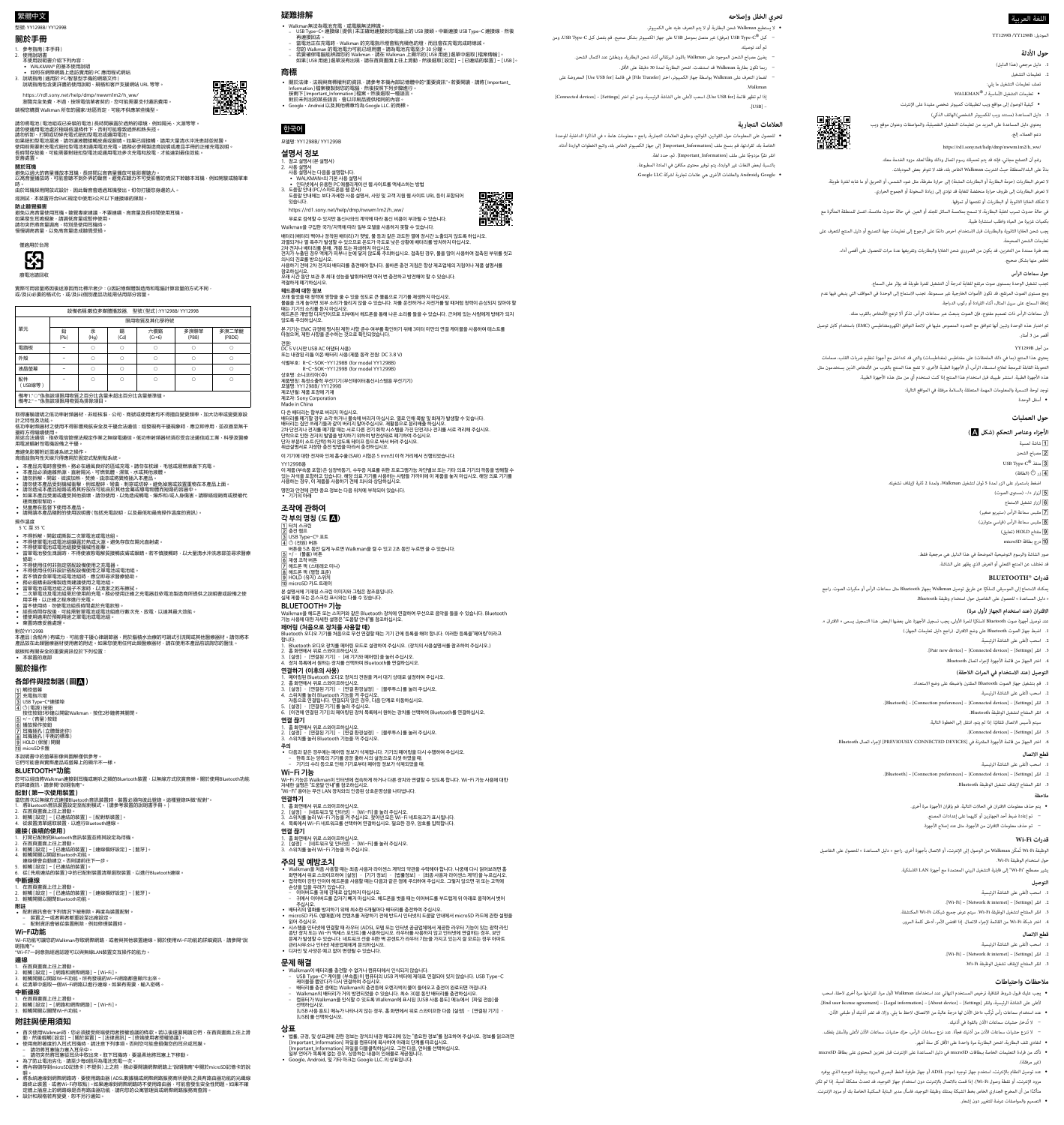# 繁體中文

型號: YY1298B/ YY1299B

## 開於手冊

1. 參考指南(本手冊)
2. 使用說明書
   本使用說明書介紹下列內容:
   - WALKMAN® 的基本使用說明
   - 如何在網際網路上造訪實用的 PC 應用程式網站
3. 說明指南(適用於 PC/智慧型手機的網路文件)
   說明指南包含更詳盡的使用說明、規格和客戶支援網站 URL 等等。

https://rd1.sony.net/help/dmp/nwwm1m2/h_ww/

瀏覽完全免費，不過，按照電信業者契約，您可能需要支付通訊費用。

## 開於電池

## 開於耳機

## 防止聽覺損害

## 開始操作

## 各部件與控制器(圖 A)

1. 觸控螢幕
2. 充電指示燈
3. USB Type-C®連接埠
4. ⏻ (電源) 按鈕
5. +/− (音量) 按鈕
6. 播放操作按鈕
7. 耳機插孔(立體聲迷你)
8. 耳機插孔(平衡的標準)
9. HOLD (保留) 開關
10. microSD卡槽

## BLUETOOTH®功能

### 配對(第一次使用裝置)

### 連線(後續的使用)

### 中斷連線

### 附註

## Wi-Fi功能

### 連線

### 中斷連線

## 附註與使用須知

## 疑難排解

- Walkman無法為電池充電，或電腦無法辨識。
  - USB Type-C® 連接線(提供)未正確地連接到您電腦上的 USB 接頭。中斷連接 USB Type-C 連接線，然後再連接回去。
  - 當電池並未在充電，Walkman 的充電指示燈會點亮橘色的燈，而且會在充電完成時熄滅。
  - 您的 Walkman 的電池電力用盡時，請為電池充電至少 30 分鐘。
  - 若要確使電腦能辨識您的 Walkman，請在 Walkman 上顯示的 [USB 用途] 選單中選取 [檔案傳輸]。如果 [USB 用途] 選單沒有出現，請在首頁畫面上往上滑動，然後選取 [設定] – [已連結的裝置] – [USB]。

## 商標

- 關於法律、法規與商標權利的資訊，請參考本機內部記憶體中的"重要資訊"。若要閱讀，請將 [Important_Information] 檔案複製到您的電腦，然後按照下列步驟操作。
  按兩下 [Important_Information] 檔案，然後選取一種語言。
  對於未列出的其他商標，會以印刷品提供相同的內容。
- Google、Android 以及其他標章為 Google LLC 的商標。

# 한국어

모델명: YY1298B/ YY1299B

## 설명서 정보

1. 참고 설명서 (본 설명서)
2. 사용 설명서
   사용 설명서는 다음을 설명합니다.
   - WALKMAN®의 기본 사용 설명서
   - 인터넷에서 유용한 PC 애플리케이션 웹 사이트를 액세스하는 방법
3. 도움말 안내 (PC/스마트폰용 웹 문서)
   도움말 안내에는 보다 자세한 사용 설명서, 사양 및 고객 지원 웹 사이트 URL 등이 포함되어 있습니다.

https://rd1.sony.net/help/dmp/nwwm1m2/h_ww/

## 조작에 관하여

### 각 부의 명칭 (도 A)

1. 터치 스크린
2. 충전 램프
3. USB Type-C® 포트
4. ⏻ (전원) 버튼
5. +/− (볼륨) 버튼
6. 재생 조작 버튼
7. 헤드폰 잭 (스테레오 미니)
8. 헤드폰 잭 (밸런 표준)
9. HOLD (유지) 스위치
10. microSD 카드 트레이

## BLUETOOTH® 기능

### 페어링 (처음으로 장치를 사용할 때)

### 연결하기 (이후의 사용)

### 연결 끊기

### 주의

## Wi-Fi 기능

### 연결하기

### 연결 끊기

## 주의 및 예방조치

## 문제 해결

## 상표

# اللغة العربية

الموديل: YY1298B /YY1299B

## حول الأدلة

## حول العمليات

### الأجزاء وعناصر التحكم (شكل A)

## قدرات ®BLUETOOTH

### الاقتران (عند استخدام الجهاز لأول مرة)

### التوصيل (عند الاستخدام في المرات اللاحقة)

### قطع الاتصال

### ملاحظة

## قدرات Wi-Fi

### التوصيل

### قطع الاتصال

## ملاحظات واحتياطات

## تحري الخلل وإصلاحه

## العلامات التجارية